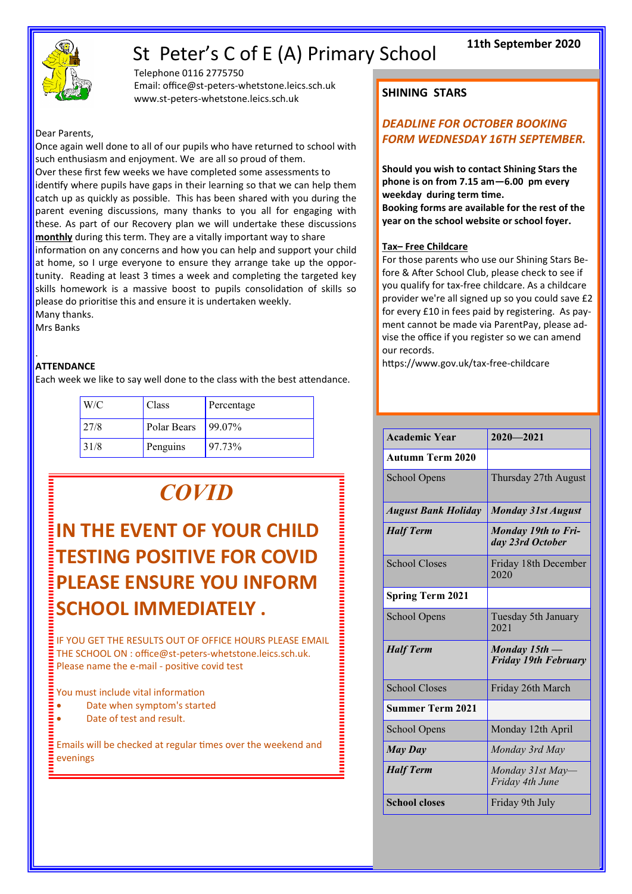# St Peter's C of E (A) Primary School

**11th September 2020**

Telephone 0116 2775750
Email: office@st-peters-whetstone.leics.sch.uk
www.st-peters-whetstone.leics.sch.uk

Dear Parents,

Once again well done to all of our pupils who have returned to school with such enthusiasm and enjoyment. We are all so proud of them.

Over these first few weeks we have completed some assessments to identify where pupils have gaps in their learning so that we can help them catch up as quickly as possible. This has been shared with you during the parent evening discussions, many thanks to you all for engaging with these. As part of our Recovery plan we will undertake these discussions **monthly** during this term. They are a vitally important way to share information on any concerns and how you can help and support your child at home, so I urge everyone to ensure they arrange take up the opportunity. Reading at least 3 times a week and completing the targeted key skills homework is a massive boost to pupils consolidation of skills so please do prioritise this and ensure it is undertaken weekly.

Many thanks.

Mrs Banks

## ATTENDANCE

Each week we like to say well done to the class with the best attendance.

| W/C | Class | Percentage |
|---|---|---|
| 27/8 | Polar Bears | 99.07% |
| 31/8 | Penguins | 97.73% |

## *COVID*

## IN THE EVENT OF YOUR CHILD TESTING POSITIVE FOR COVID PLEASE ENSURE YOU INFORM SCHOOL IMMEDIATELY .

IF YOU GET THE RESULTS OUT OF OFFICE HOURS PLEASE EMAIL THE SCHOOL ON : office@st-peters-whetstone.leics.sch.uk. Please name the e-mail - positive covid test

You must include vital information

- Date when symptom's started
- Date of test and result.

Emails will be checked at regular times over the weekend and evenings

## SHINING STARS

***DEADLINE FOR OCTOBER BOOKING FORM WEDNESDAY 16TH SEPTEMBER.***

**Should you wish to contact Shining Stars the phone is on from 7.15 am—6.00 pm every weekday during term time.**
**Booking forms are available for the rest of the year on the school website or school foyer.**

**Tax– Free Childcare**

For those parents who use our Shining Stars Before & After School Club, please check to see if you qualify for tax-free childcare. As a childcare provider we're all signed up so you could save £2 for every £10 in fees paid by registering. As payment cannot be made via ParentPay, please advise the office if you register so we can amend our records.

https://www.gov.uk/tax-free-childcare

| **Academic Year** | **2020—2021** |
|---|---|
| **Autumn Term 2020** | |
| School Opens | Thursday 27th August |
| ***August Bank Holiday*** | ***Monday 31st August*** |
| ***Half Term*** | ***Monday 19th to Friday 23rd October*** |
| School Closes | Friday 18th December 2020 |
| **Spring Term 2021** | |
| School Opens | Tuesday 5th January 2021 |
| ***Half Term*** | ***Monday 15th — Friday 19th February*** |
| School Closes | Friday 26th March |
| **Summer Term 2021** | |
| School Opens | Monday 12th April |
| ***May Day*** | *Monday 3rd May* |
| ***Half Term*** | *Monday 31st May—Friday 4th June* |
| **School closes** | Friday 9th July |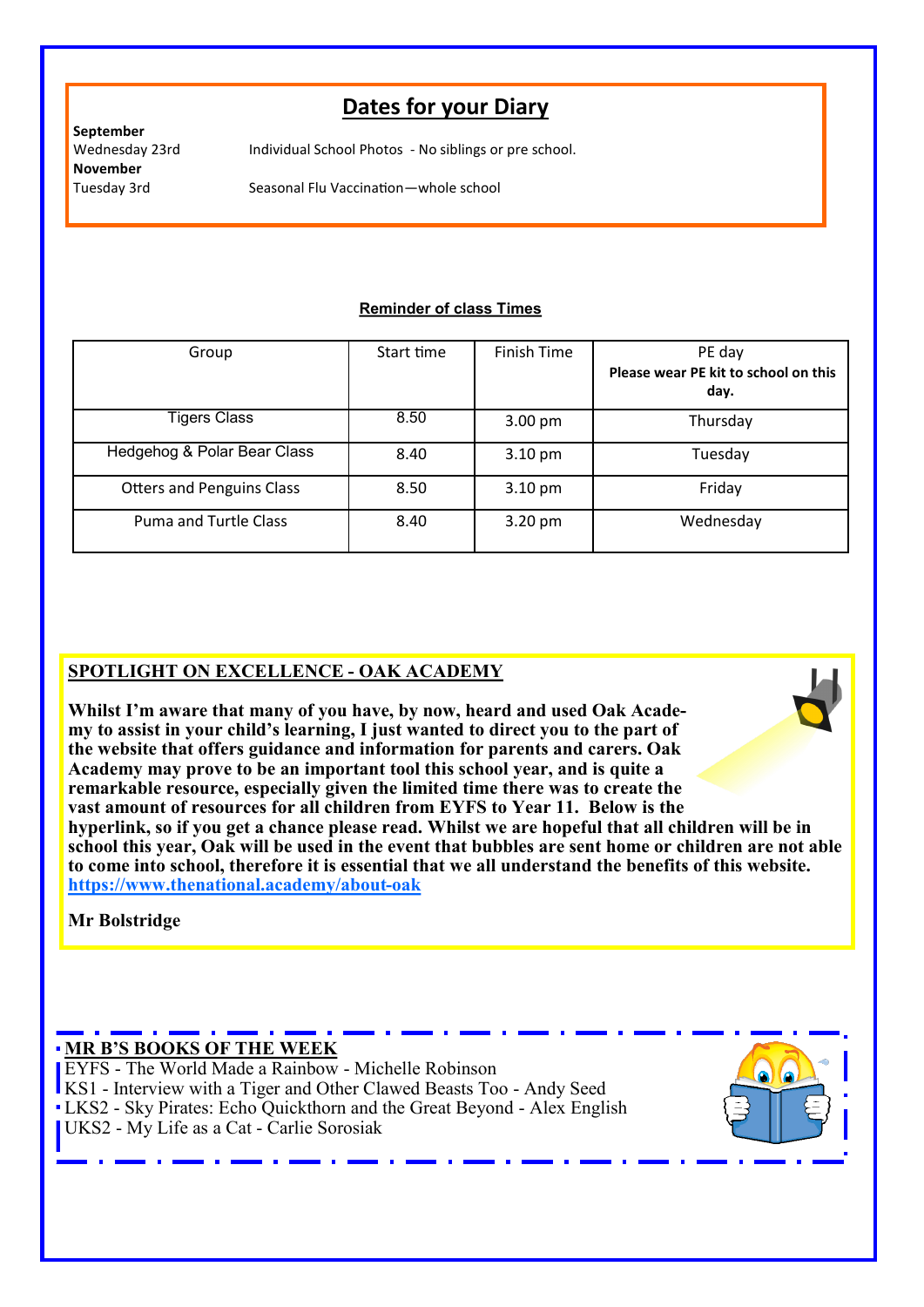## Dates for your Diary

**September**

Wednesday 23rd — Individual School Photos - No siblings or pre school.

**November**

Tuesday 3rd — Seasonal Flu Vaccination—whole school

**Reminder of class Times**

| Group | Start time | Finish Time | PE day **Please wear PE kit to school on this day.** |
|---|---|---|---|
| Tigers Class | 8.50 | 3.00 pm | Thursday |
| Hedgehog & Polar Bear Class | 8.40 | 3.10 pm | Tuesday |
| Otters and Penguins Class | 8.50 | 3.10 pm | Friday |
| Puma and Turtle Class | 8.40 | 3.20 pm | Wednesday |

### SPOTLIGHT ON EXCELLENCE - OAK ACADEMY

**Whilst I'm aware that many of you have, by now, heard and used Oak Academy to assist in your child's learning, I just wanted to direct you to the part of the website that offers guidance and information for parents and carers. Oak Academy may prove to be an important tool this school year, and is quite a remarkable resource, especially given the limited time there was to create the vast amount of resources for all children from EYFS to Year 11. Below is the hyperlink, so if you get a chance please read. Whilst we are hopeful that all children will be in school this year, Oak will be used in the event that bubbles are sent home or children are not able to come into school, therefore it is essential that we all understand the benefits of this website.**

**https://www.thenational.academy/about-oak**

**Mr Bolstridge**

### MR B'S BOOKS OF THE WEEK

EYFS - The World Made a Rainbow - Michelle Robinson

KS1 - Interview with a Tiger and Other Clawed Beasts Too - Andy Seed

LKS2 - Sky Pirates: Echo Quickthorn and the Great Beyond - Alex English

UKS2 - My Life as a Cat - Carlie Sorosiak